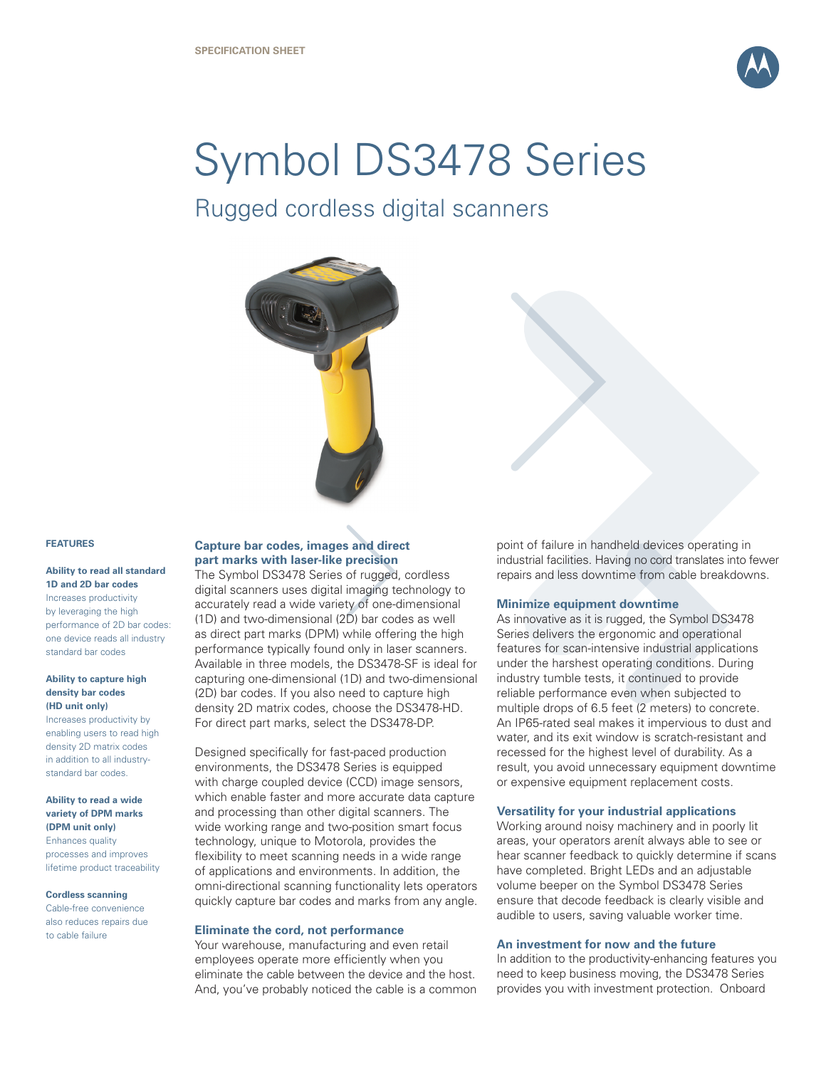SPECIFICATION SHEET

# Symbol DS3478 Series

## Rugged cordless digital scanners

### FEATURES

**Ability to read all standard 1D and 2D bar codes**
Increases productivity by leveraging the high performance of 2D bar codes: one device reads all industry standard bar codes

**Ability to capture high density bar codes (HD unit only)**
Increases productivity by enabling users to read high density 2D matrix codes in addition to all industry-standard bar codes.

**Ability to read a wide variety of DPM marks (DPM unit only)**
Enhances quality processes and improves lifetime product traceability

**Cordless scanning**
Cable-free convenience also reduces repairs due to cable failure

### Capture bar codes, images and direct part marks with laser-like precision

The Symbol DS3478 Series of rugged, cordless digital scanners uses digital imaging technology to accurately read a wide variety of one-dimensional (1D) and two-dimensional (2D) bar codes as well as direct part marks (DPM) while offering the high performance typically found only in laser scanners. Available in three models, the DS3478-SF is ideal for capturing one-dimensional (1D) and two-dimensional (2D) bar codes. If you also need to capture high density 2D matrix codes, choose the DS3478-HD. For direct part marks, select the DS3478-DP.

Designed specifically for fast-paced production environments, the DS3478 Series is equipped with charge coupled device (CCD) image sensors, which enable faster and more accurate data capture and processing than other digital scanners. The wide working range and two-position smart focus technology, unique to Motorola, provides the flexibility to meet scanning needs in a wide range of applications and environments. In addition, the omni-directional scanning functionality lets operators quickly capture bar codes and marks from any angle.

### Eliminate the cord, not performance

Your warehouse, manufacturing and even retail employees operate more efficiently when you eliminate the cable between the device and the host. And, you've probably noticed the cable is a common point of failure in handheld devices operating in industrial facilities. Having no cord translates into fewer repairs and less downtime from cable breakdowns.

### Minimize equipment downtime

As innovative as it is rugged, the Symbol DS3478 Series delivers the ergonomic and operational features for scan-intensive industrial applications under the harshest operating conditions. During industry tumble tests, it continued to provide reliable performance even when subjected to multiple drops of 6.5 feet (2 meters) to concrete. An IP65-rated seal makes it impervious to dust and water, and its exit window is scratch-resistant and recessed for the highest level of durability. As a result, you avoid unnecessary equipment downtime or expensive equipment replacement costs.

### Versatility for your industrial applications

Working around noisy machinery and in poorly lit areas, your operators arenít always able to see or hear scanner feedback to quickly determine if scans have completed. Bright LEDs and an adjustable volume beeper on the Symbol DS3478 Series ensure that decode feedback is clearly visible and audible to users, saving valuable worker time.

### An investment for now and the future

In addition to the productivity-enhancing features you need to keep business moving, the DS3478 Series provides you with investment protection. Onboard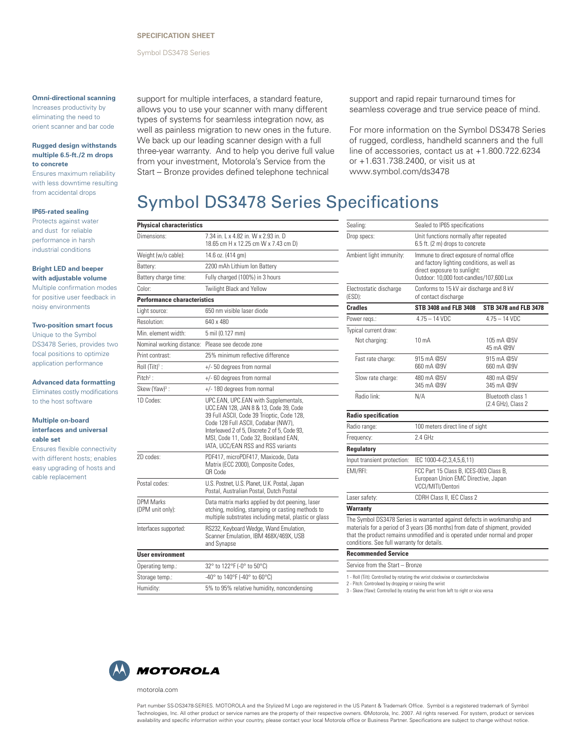**Omni-directional scanning**
Increases productivity by eliminating the need to orient scanner and bar code

**Rugged design withstands multiple 6.5-ft./2 m drops to concrete**
Ensures maximum reliability with less downtime resulting from accidental drops

**IP65-rated sealing**
Protects against water and dust for reliable performance in harsh industrial conditions

**Bright LED and beeper with adjustable volume**
Multiple confirmation modes for positive user feedback in noisy environments

**Two-position smart focus**
Unique to the Symbol DS3478 Series, provides two focal positions to optimize application performance

**Advanced data formatting**
Eliminates costly modifications to the host software

**Multiple on-board interfaces and universal cable set**
Ensures flexible connectivity with different hosts; enables easy upgrading of hosts and cable replacement

support for multiple interfaces, a standard feature, allows you to use your scanner with many different types of systems for seamless integration now, as well as painless migration to new ones in the future. We back up our leading scanner design with a full three-year warranty. And to help you derive full value from your investment, Motorola's Service from the Start – Bronze provides defined telephone technical support and rapid repair turnaround times for seamless coverage and true service peace of mind.

For more information on the Symbol DS3478 Series of rugged, cordless, handheld scanners and the full line of accessories, contact us at +1.800.722.6234 or +1.631.738.2400, or visit us at www.symbol.com/ds3478

# Symbol DS3478 Series Specifications

| **Physical characteristics** | |
|---|---|
| Dimensions: | 7.34 in. L x 4.82 in. W x 2.93 in. D<br>18.65 cm H x 12.25 cm W x 7.43 cm D) |
| Weight (w/o cable): | 14.6 oz. (414 gm) |
| Battery: | 2200 mAh Lithium Ion Battery |
| Battery charge time: | Fully charged (100%) in 3 hours |
| Color: | Twilight Black and Yellow |
| **Performance characteristics** | |
| Light source: | 650 nm visible laser diode |
| Resolution: | 640 x 480 |
| Min. element width: | 5 mil (0.127 mm) |
| Nominal working distance: | Please see decode zone |
| Print contrast: | 25% minimum reflective difference |
| Roll (Tilt)[1] : | +/- 50 degrees from normal |
| Pitch[2] : | +/- 60 degrees from normal |
| Skew (Yaw)[3] : | +/- 180 degrees from normal |
| 1D Codes: | UPC.EAN, UPC.EAN with Supplementals, UCC.EAN 128, JAN 8 & 13, Code 39, Code 39 Full ASCII, Code 39 Trioptic, Code 128, Code 128 Full ASCII, Codabar (NW7), Interleaved 2 of 5, Discrete 2 of 5, Code 93, MSI, Code 11, Code 32, Bookland EAN, IATA, UCC/EAN RSS and RSS variants |
| 2D codes: | PDF417, microPDF417, Maxicode, Data Matrix (ECC 2000), Composite Codes, QR Code |
| Postal codes: | U.S. Postnet, U.S. Planet, U.K. Postal, Japan Postal, Australian Postal, Dutch Postal |
| DPM Marks (DPM unit only): | Data matrix marks applied by dot peening, laser etching, molding, stamping or casting methods to multiple substrates including metal, plastic or glass |
| Interfaces supported: | RS232, Keyboard Wedge, Wand Emulation, Scanner Emulation, IBM 468X/469X, USB and Synapse |
| **User environment** | |
| Operating temp.: | 32° to 122°F (-0° to 50°C) |
| Storage temp.: | -40° to 140°F (-40° to 60°C) |
| Humidity: | 5% to 95% relative humidity, noncondensing |
| Sealing: | Sealed to IP65 specifications |
| Drop specs: | Unit functions normally after repeated 6.5 ft. (2 m) drops to concrete |
| Ambient light immunity: | Immune to direct exposure of normal office and factory lighting conditions, as well as direct exposure to sunlight:<br>Outdoor: 10,000 foot-candles/107,600 Lux |
| Electrostatic discharge (ESD): | Conforms to 15 kV air discharge and 8 kV of contact discharge |

| **Cradles** | **STB 3408 and FLB 3408** | **STB 3478 and FLB 3478** |
|---|---|---|
| Power reqs.: | 4.75 – 14 VDC | 4.75 – 14 VDC |
| Typical current draw: | | |
| Not charging: | 10 mA | 105 mA @5V<br>45 mA @9V |
| Fast rate charge: | 915 mA @5V<br>660 mA @9V | 915 mA @5V<br>660 mA @9V |
| Slow rate charge: | 480 mA @5V<br>345 mA @9V | 480 mA @5V<br>345 mA @9V |
| Radio link: | N/A | Bluetooth class 1 (2.4 GHz), Class 2 |

| **Radio specification** | |
|---|---|
| Radio range: | 100 meters direct line of sight |
| Frequency: | 2.4 GHz |
| **Regulatory** | |
| Input transient protection: | IEC 1000-4-(2,3,4,5,6,11) |
| EMI/RFI: | FCC Part 15 Class B, ICES-003 Class B, European Union EMC Directive, Japan VCCI/MITI/Dentori |
| Laser safety: | CDRH Class II, IEC Class 2 |

**Warranty**

The Symbol DS3478 Series is warranted against defects in workmanship and materials for a period of 3 years (36 months) from date of shipment, provided that the product remains unmodified and is operated under normal and proper conditions. See full warranty for details.

**Recommended Service**

Service from the Start – Bronze

1 - Roll (Tilt): Controlled by rotating the wrist clockwise or counterclockwise
2 - Pitch: Controleed by dropping or raising the wrist
3 - Skew (Yaw): Controlled by rotating the wrist from left to right or vice versa

MOTOROLA

motorola.com

Part number SS-DS3478-SERIES. MOTOROLA and the Stylized M Logo are registered in the US Patent & Trademark Office. Symbol is a registered trademark of Symbol Technologies, Inc. All other product or service names are the property of their respective owners. ©Motorola, Inc. 2007. All rights reserved. For system, product or services availability and specific information within your country, please contact your local Motorola office or Business Partner. Specifications are subject to change without notice.